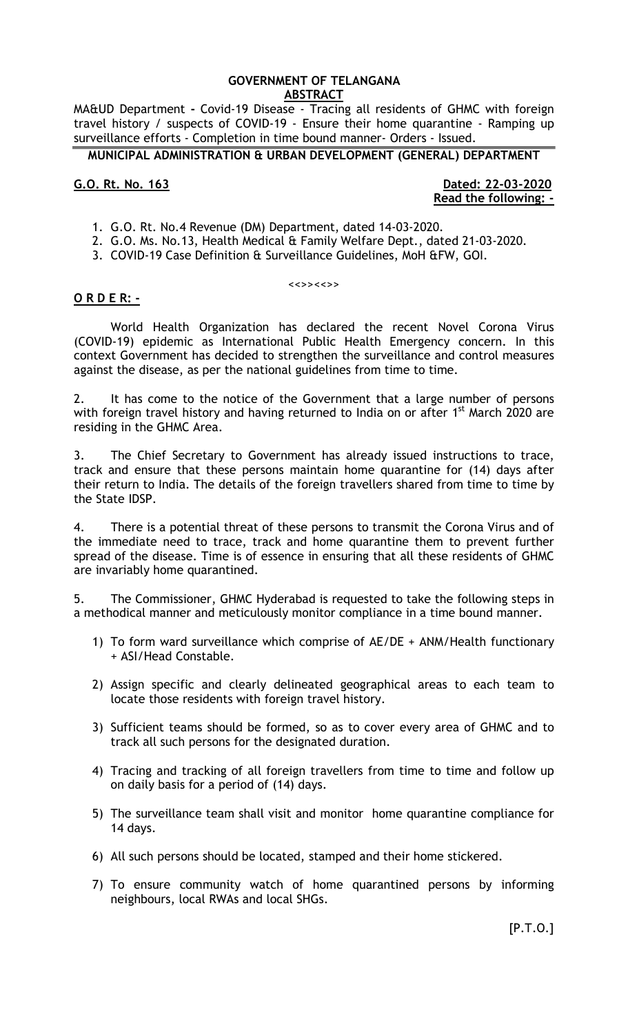**GOVERNMENT OF TELANGANA**
**ABSTRACT**

MA&UD Department **-** Covid-19 Disease - Tracing all residents of GHMC with foreign travel history / suspects of COVID-19 - Ensure their home quarantine - Ramping up surveillance efforts - Completion in time bound manner- Orders - Issued.

**MUNICIPAL ADMINISTRATION & URBAN DEVELOPMENT (GENERAL) DEPARTMENT**

**G.O. Rt. No. 163** **Dated: 22-03-2020**
**Read the following: -**

1. G.O. Rt. No.4 Revenue (DM) Department, dated 14-03-2020.
2. G.O. Ms. No.13, Health Medical & Family Welfare Dept., dated 21-03-2020.
3. COVID-19 Case Definition & Surveillance Guidelines, MoH &FW, GOI.

<<>><<>>

**O R D E R: -**

World Health Organization has declared the recent Novel Corona Virus (COVID-19) epidemic as International Public Health Emergency concern. In this context Government has decided to strengthen the surveillance and control measures against the disease, as per the national guidelines from time to time.

2. It has come to the notice of the Government that a large number of persons with foreign travel history and having returned to India on or after 1st March 2020 are residing in the GHMC Area.

3. The Chief Secretary to Government has already issued instructions to trace, track and ensure that these persons maintain home quarantine for (14) days after their return to India. The details of the foreign travellers shared from time to time by the State IDSP.

4. There is a potential threat of these persons to transmit the Corona Virus and of the immediate need to trace, track and home quarantine them to prevent further spread of the disease. Time is of essence in ensuring that all these residents of GHMC are invariably home quarantined.

5. The Commissioner, GHMC Hyderabad is requested to take the following steps in a methodical manner and meticulously monitor compliance in a time bound manner.

1) To form ward surveillance which comprise of AE/DE + ANM/Health functionary + ASI/Head Constable.
2) Assign specific and clearly delineated geographical areas to each team to locate those residents with foreign travel history.
3) Sufficient teams should be formed, so as to cover every area of GHMC and to track all such persons for the designated duration.
4) Tracing and tracking of all foreign travellers from time to time and follow up on daily basis for a period of (14) days.
5) The surveillance team shall visit and monitor home quarantine compliance for 14 days.
6) All such persons should be located, stamped and their home stickered.
7) To ensure community watch of home quarantined persons by informing neighbours, local RWAs and local SHGs.

[P.T.O.]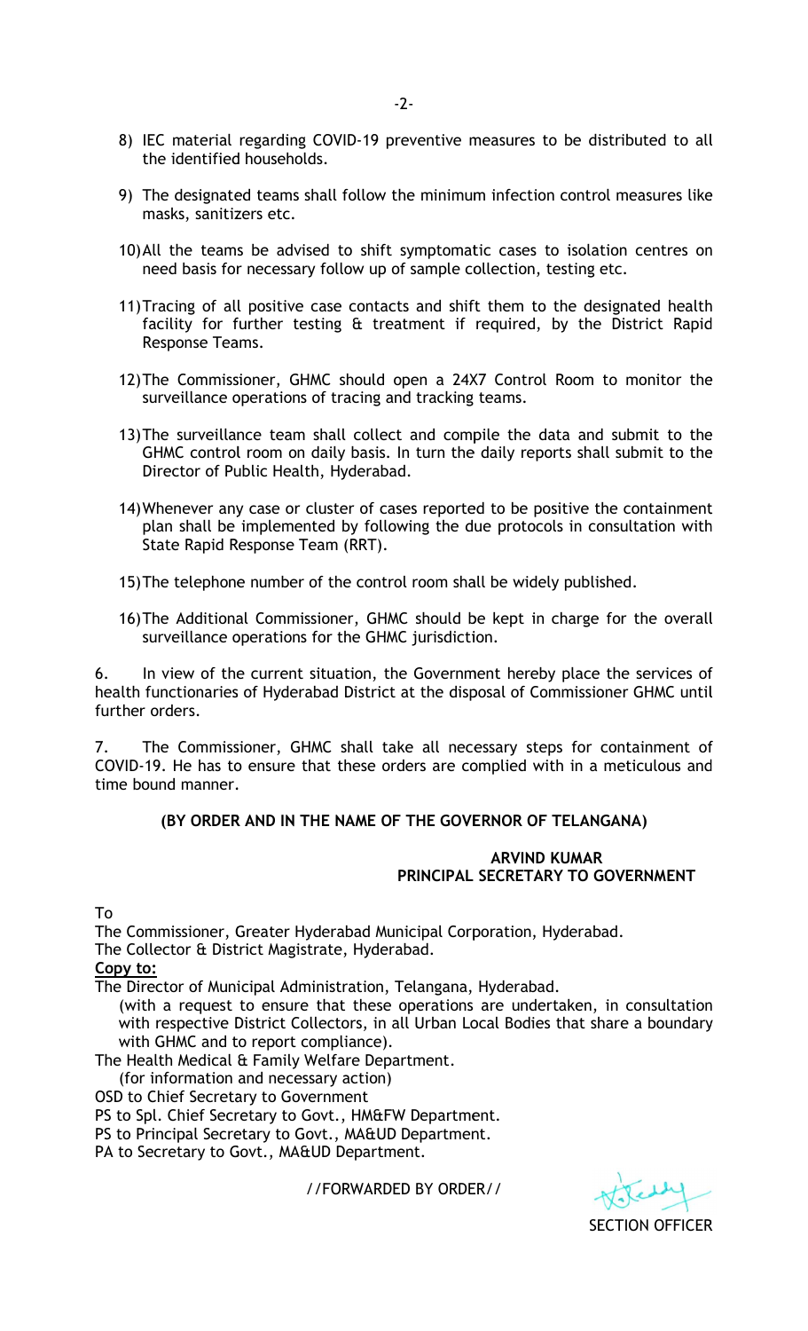8) IEC material regarding COVID-19 preventive measures to be distributed to all the identified households.

9) The designated teams shall follow the minimum infection control measures like masks, sanitizers etc.

10) All the teams be advised to shift symptomatic cases to isolation centres on need basis for necessary follow up of sample collection, testing etc.

11) Tracing of all positive case contacts and shift them to the designated health facility for further testing & treatment if required, by the District Rapid Response Teams.

12) The Commissioner, GHMC should open a 24X7 Control Room to monitor the surveillance operations of tracing and tracking teams.

13) The surveillance team shall collect and compile the data and submit to the GHMC control room on daily basis. In turn the daily reports shall submit to the Director of Public Health, Hyderabad.

14) Whenever any case or cluster of cases reported to be positive the containment plan shall be implemented by following the due protocols in consultation with State Rapid Response Team (RRT).

15) The telephone number of the control room shall be widely published.

16) The Additional Commissioner, GHMC should be kept in charge for the overall surveillance operations for the GHMC jurisdiction.

6. In view of the current situation, the Government hereby place the services of health functionaries of Hyderabad District at the disposal of Commissioner GHMC until further orders.

7. The Commissioner, GHMC shall take all necessary steps for containment of COVID-19. He has to ensure that these orders are complied with in a meticulous and time bound manner.

**(BY ORDER AND IN THE NAME OF THE GOVERNOR OF TELANGANA)**

**ARVIND KUMAR**
**PRINCIPAL SECRETARY TO GOVERNMENT**

To
The Commissioner, Greater Hyderabad Municipal Corporation, Hyderabad.
The Collector & District Magistrate, Hyderabad.

**Copy to:**

The Director of Municipal Administration, Telangana, Hyderabad.
(with a request to ensure that these operations are undertaken, in consultation with respective District Collectors, in all Urban Local Bodies that share a boundary with GHMC and to report compliance).
The Health Medical & Family Welfare Department.
(for information and necessary action)
OSD to Chief Secretary to Government
PS to Spl. Chief Secretary to Govt., HM&FW Department.
PS to Principal Secretary to Govt., MA&UD Department.
PA to Secretary to Govt., MA&UD Department.

//FORWARDED BY ORDER//

SECTION OFFICER